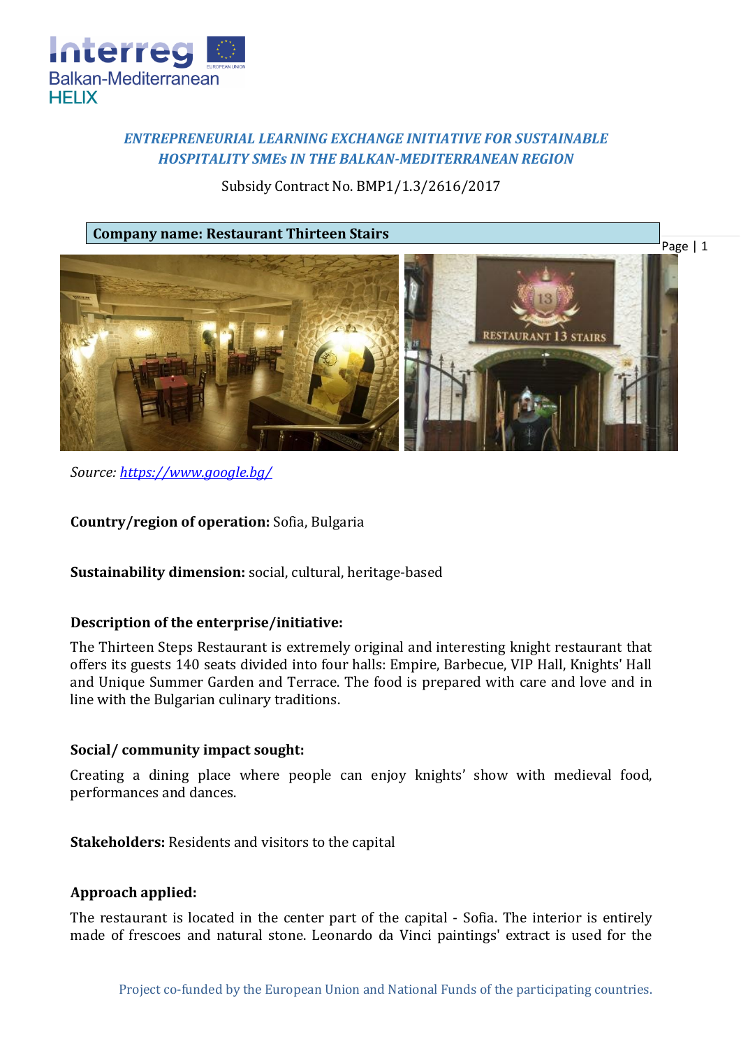*ENTREPRENEURIAL LEARNING EXCHANGE INITIATIVE FOR SUSTAINABLE HOSPITALITY SMEs IN THE BALKAN-MEDITERRANEAN REGION*

Subsidy Contract No. BMP1/1.3/2616/2017

**Company name: Restaurant Thirteen Stairs**

*Source: https://www.google.bg/*

**Country/region of operation:** Sofia, Bulgaria

**Sustainability dimension:** social, cultural, heritage-based

**Description of the enterprise/initiative:**

The Thirteen Steps Restaurant is extremely original and interesting knight restaurant that offers its guests 140 seats divided into four halls: Empire, Barbecue, VIP Hall, Knights' Hall and Unique Summer Garden and Terrace. The food is prepared with care and love and in line with the Bulgarian culinary traditions.

**Social/ community impact sought:**

Creating a dining place where people can enjoy knights' show with medieval food, performances and dances.

**Stakeholders:** Residents and visitors to the capital

**Approach applied:**

The restaurant is located in the center part of the capital - Sofia. The interior is entirely made of frescoes and natural stone. Leonardo da Vinci paintings' extract is used for the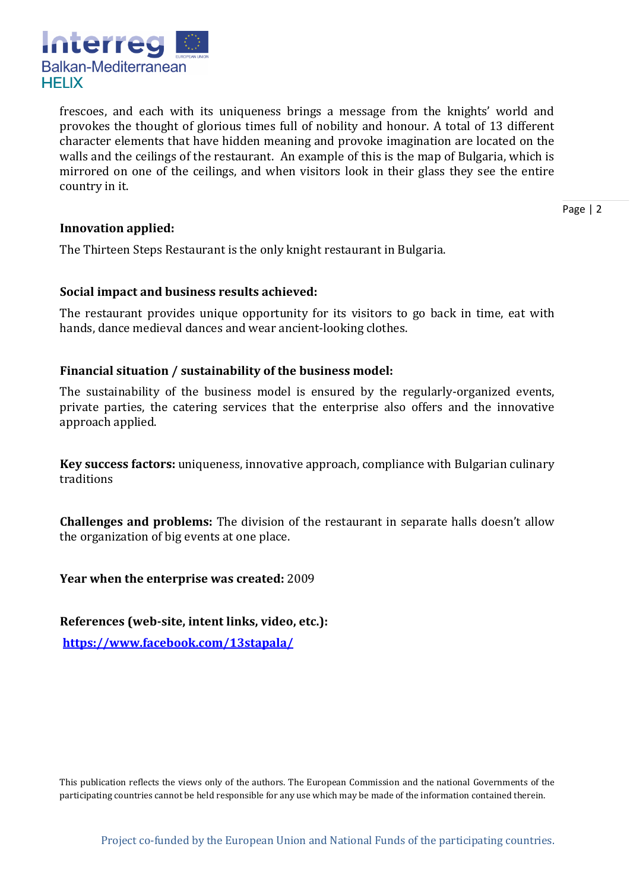frescoes, and each with its uniqueness brings a message from the knights' world and provokes the thought of glorious times full of nobility and honour. A total of 13 different character elements that have hidden meaning and provoke imagination are located on the walls and the ceilings of the restaurant. An example of this is the map of Bulgaria, which is mirrored on one of the ceilings, and when visitors look in their glass they see the entire country in it.

**Innovation applied:**

The Thirteen Steps Restaurant is the only knight restaurant in Bulgaria.

**Social impact and business results achieved:**

The restaurant provides unique opportunity for its visitors to go back in time, eat with hands, dance medieval dances and wear ancient-looking clothes.

**Financial situation / sustainability of the business model:**

The sustainability of the business model is ensured by the regularly-organized events, private parties, the catering services that the enterprise also offers and the innovative approach applied.

**Key success factors:** uniqueness, innovative approach, compliance with Bulgarian culinary traditions

**Challenges and problems:** The division of the restaurant in separate halls doesn't allow the organization of big events at one place.

**Year when the enterprise was created:** 2009

**References (web-site, intent links, video, etc.):**

**https://www.facebook.com/13stapala/**

This publication reflects the views only of the authors. The European Commission and the national Governments of the participating countries cannot be held responsible for any use which may be made of the information contained therein.

Project co-funded by the European Union and National Funds of the participating countries.